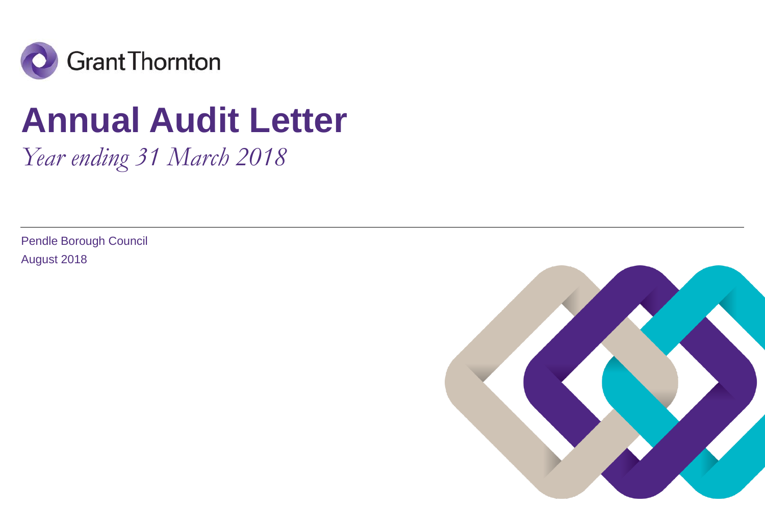Grant Thornton

# Annual Audit Letter

*Year ending 31 March 2018*

Pendle Borough Council

August 2018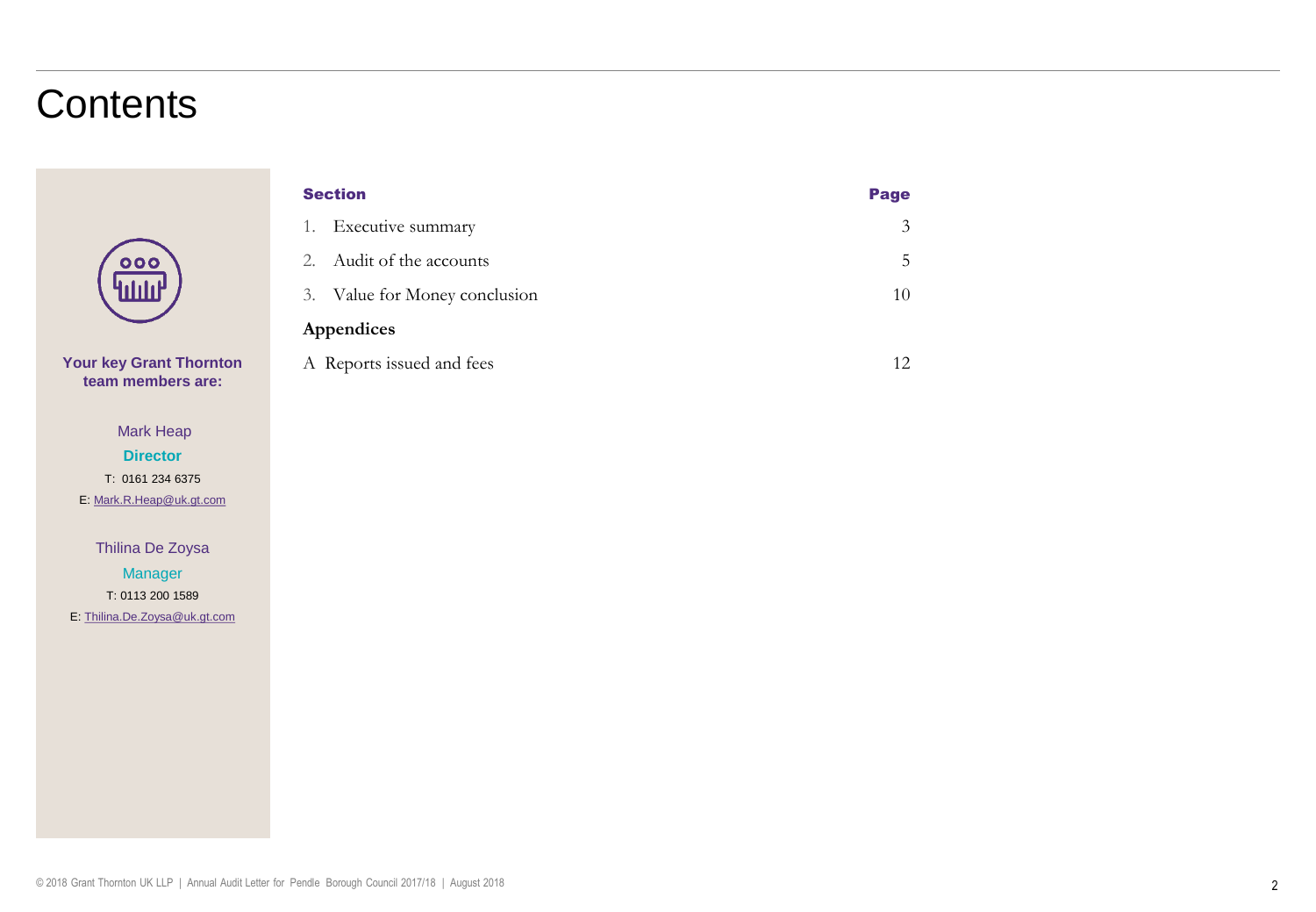# Contents

**Your key Grant Thornton team members are:**

Mark Heap
**Director**
T: 0161 234 6375
E: Mark.R.Heap@uk.gt.com

Thilina De Zoysa
Manager
T: 0113 200 1589
E: Thilina.De.Zoysa@uk.gt.com

| Section | Page |
|---|---|
| 1. Executive summary | 3 |
| 2. Audit of the accounts | 5 |
| 3. Value for Money conclusion | 10 |
| **Appendices** | |
| A Reports issued and fees | 12 |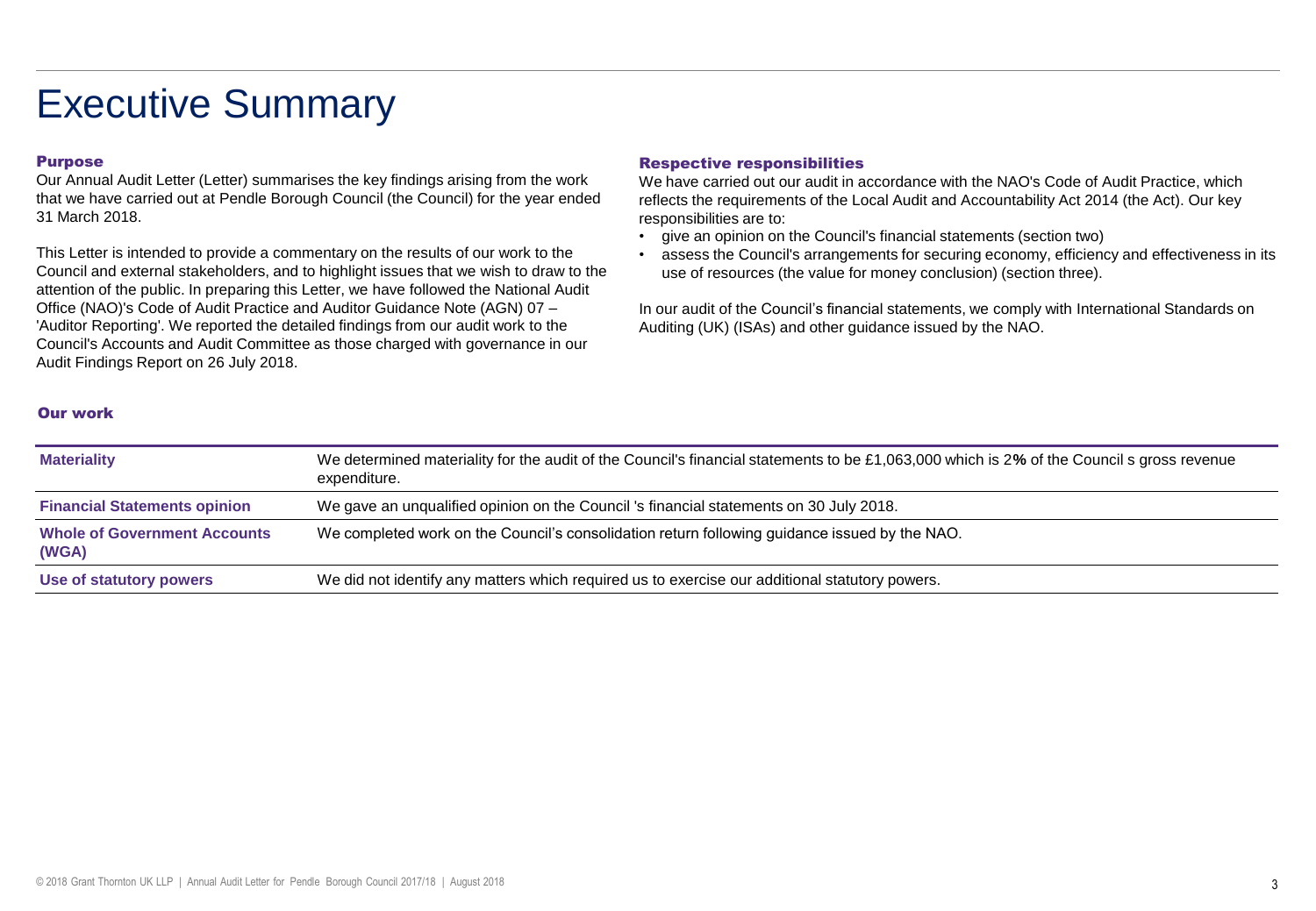# Executive Summary

### Purpose

Our Annual Audit Letter (Letter) summarises the key findings arising from the work that we have carried out at Pendle Borough Council (the Council) for the year ended 31 March 2018.

This Letter is intended to provide a commentary on the results of our work to the Council and external stakeholders, and to highlight issues that we wish to draw to the attention of the public. In preparing this Letter, we have followed the National Audit Office (NAO)'s Code of Audit Practice and Auditor Guidance Note (AGN) 07 – 'Auditor Reporting'. We reported the detailed findings from our audit work to the Council's Accounts and Audit Committee as those charged with governance in our Audit Findings Report on 26 July 2018.

### Respective responsibilities

We have carried out our audit in accordance with the NAO's Code of Audit Practice, which reflects the requirements of the Local Audit and Accountability Act 2014 (the Act). Our key responsibilities are to:

- give an opinion on the Council's financial statements (section two)
- assess the Council's arrangements for securing economy, efficiency and effectiveness in its use of resources (the value for money conclusion) (section three).

In our audit of the Council's financial statements, we comply with International Standards on Auditing (UK) (ISAs) and other guidance issued by the NAO.

### Our work

| | |
|---|---|
| **Materiality** | We determined materiality for the audit of the Council's financial statements to be £1,063,000 which is 2% of the Council s gross revenue expenditure. |
| **Financial Statements opinion** | We gave an unqualified opinion on the Council 's financial statements on 30 July 2018. |
| **Whole of Government Accounts (WGA)** | We completed work on the Council's consolidation return following guidance issued by the NAO. |
| **Use of statutory powers** | We did not identify any matters which required us to exercise our additional statutory powers. |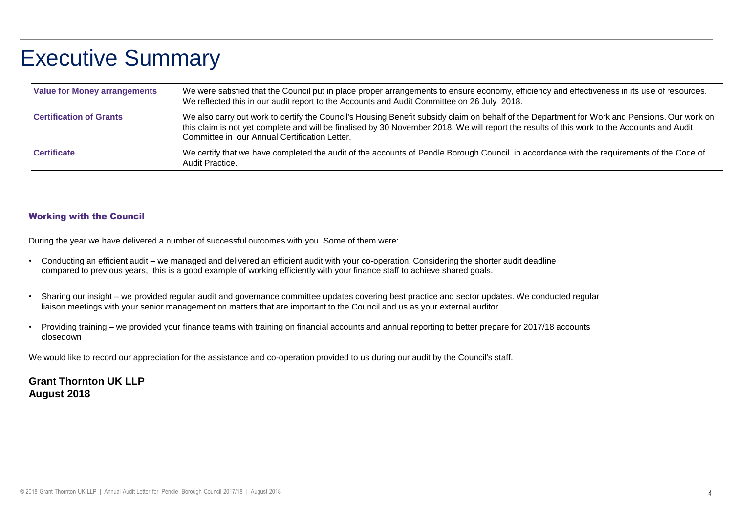# Executive Summary

| | |
|---|---|
| **Value for Money arrangements** | We were satisfied that the Council put in place proper arrangements to ensure economy, efficiency and effectiveness in its use of resources. We reflected this in our audit report to the Accounts and Audit Committee on 26 July 2018. |
| **Certification of Grants** | We also carry out work to certify the Council's Housing Benefit subsidy claim on behalf of the Department for Work and Pensions. Our work on this claim is not yet complete and will be finalised by 30 November 2018. We will report the results of this work to the Accounts and Audit Committee in our Annual Certification Letter. |
| **Certificate** | We certify that we have completed the audit of the accounts of Pendle Borough Council in accordance with the requirements of the Code of Audit Practice. |

### Working with the Council

During the year we have delivered a number of successful outcomes with you. Some of them were:

- Conducting an efficient audit – we managed and delivered an efficient audit with your co-operation. Considering the shorter audit deadline compared to previous years, this is a good example of working efficiently with your finance staff to achieve shared goals.
- Sharing our insight – we provided regular audit and governance committee updates covering best practice and sector updates. We conducted regular liaison meetings with your senior management on matters that are important to the Council and us as your external auditor.
- Providing training – we provided your finance teams with training on financial accounts and annual reporting to better prepare for 2017/18 accounts closedown

We would like to record our appreciation for the assistance and co-operation provided to us during our audit by the Council's staff.

**Grant Thornton UK LLP**
**August 2018**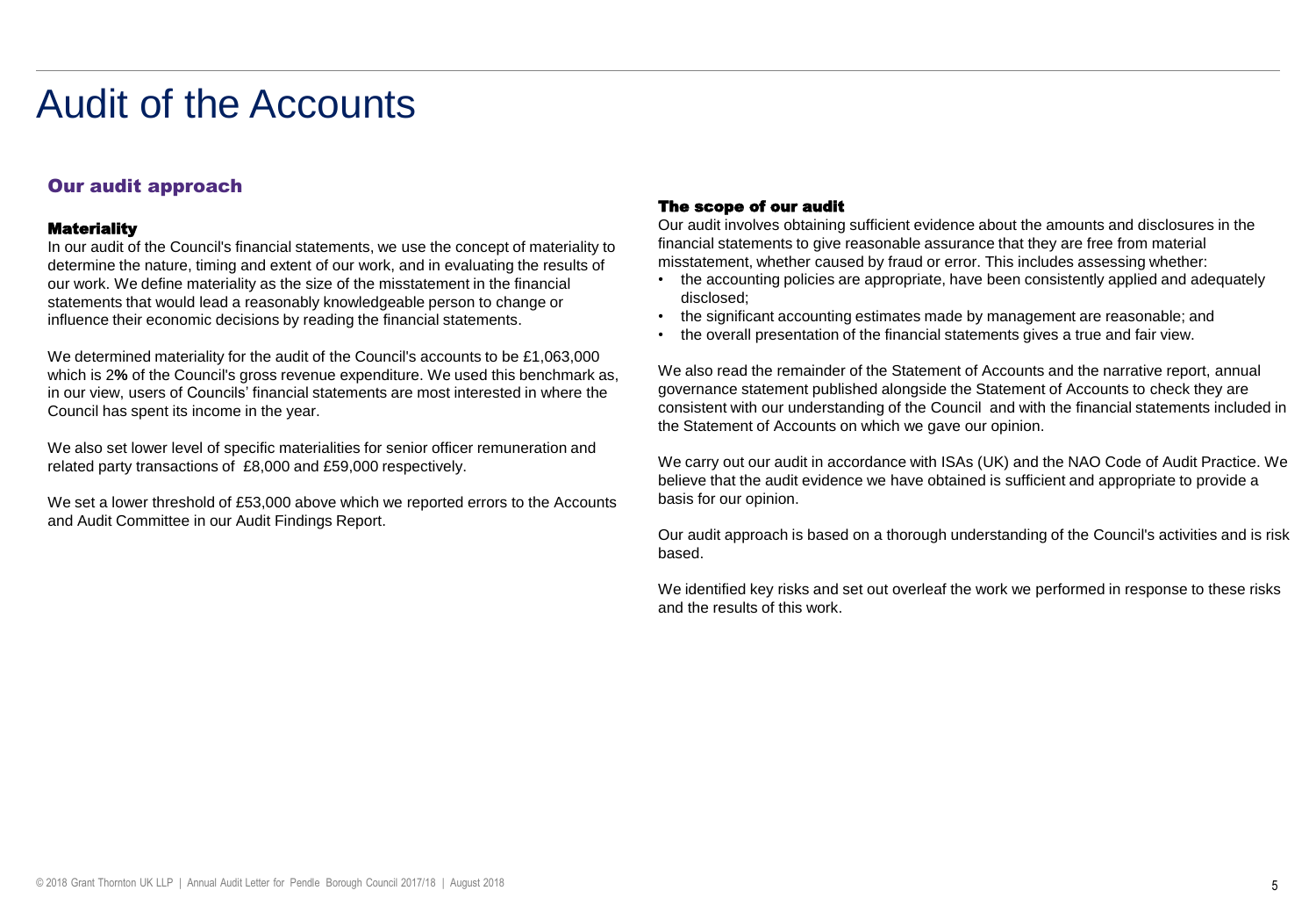# Audit of the Accounts

## Our audit approach

### Materiality

In our audit of the Council's financial statements, we use the concept of materiality to determine the nature, timing and extent of our work, and in evaluating the results of our work. We define materiality as the size of the misstatement in the financial statements that would lead a reasonably knowledgeable person to change or influence their economic decisions by reading the financial statements.

We determined materiality for the audit of the Council's accounts to be £1,063,000 which is 2**%** of the Council's gross revenue expenditure. We used this benchmark as, in our view, users of Councils' financial statements are most interested in where the Council has spent its income in the year.

We also set lower level of specific materialities for senior officer remuneration and related party transactions of £8,000 and £59,000 respectively.

We set a lower threshold of £53,000 above which we reported errors to the Accounts and Audit Committee in our Audit Findings Report.

### The scope of our audit

Our audit involves obtaining sufficient evidence about the amounts and disclosures in the financial statements to give reasonable assurance that they are free from material misstatement, whether caused by fraud or error. This includes assessing whether:

- the accounting policies are appropriate, have been consistently applied and adequately disclosed;
- the significant accounting estimates made by management are reasonable; and
- the overall presentation of the financial statements gives a true and fair view.

We also read the remainder of the Statement of Accounts and the narrative report, annual governance statement published alongside the Statement of Accounts to check they are consistent with our understanding of the Council and with the financial statements included in the Statement of Accounts on which we gave our opinion.

We carry out our audit in accordance with ISAs (UK) and the NAO Code of Audit Practice. We believe that the audit evidence we have obtained is sufficient and appropriate to provide a basis for our opinion.

Our audit approach is based on a thorough understanding of the Council's activities and is risk based.

We identified key risks and set out overleaf the work we performed in response to these risks and the results of this work.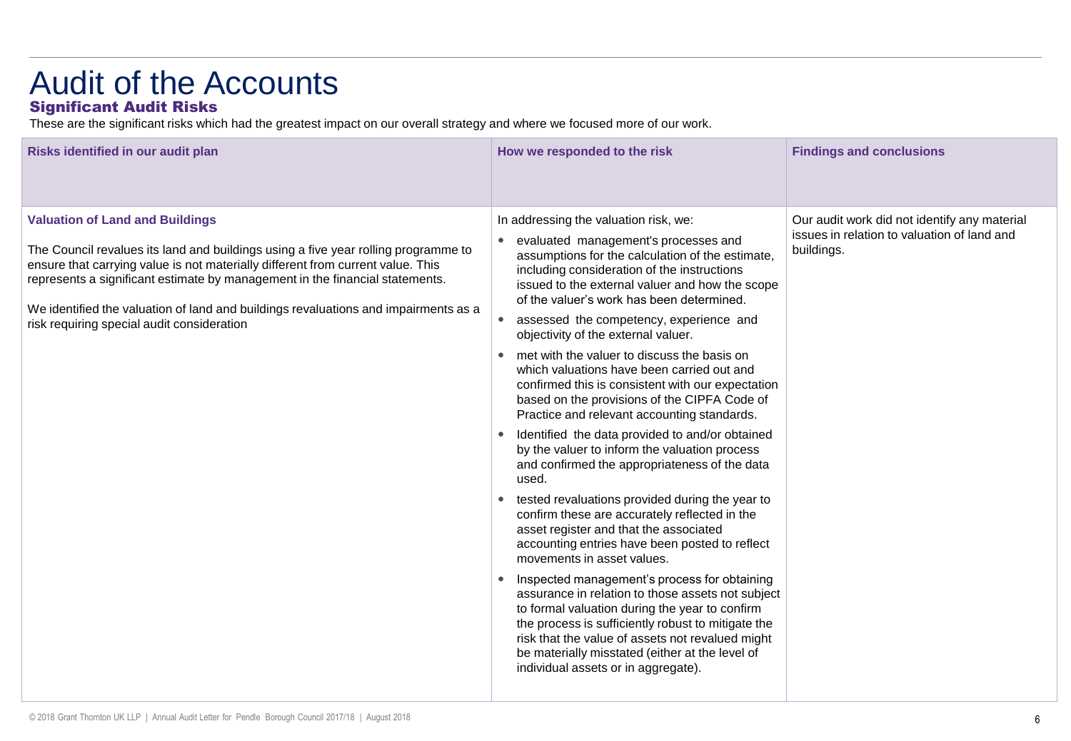# Audit of the Accounts

## Significant Audit Risks

These are the significant risks which had the greatest impact on our overall strategy and where we focused more of our work.

| Risks identified in our audit plan | How we responded to the risk | Findings and conclusions |
| --- | --- | --- |
| **Valuation of Land and Buildings**<br><br>The Council revalues its land and buildings using a five year rolling programme to ensure that carrying value is not materially different from current value. This represents a significant estimate by management in the financial statements.<br><br>We identified the valuation of land and buildings revaluations and impairments as a risk requiring special audit consideration | In addressing the valuation risk, we:<br>• evaluated management's processes and assumptions for the calculation of the estimate, including consideration of the instructions issued to the external valuer and how the scope of the valuer's work has been determined.<br>• assessed the competency, experience and objectivity of the external valuer.<br>• met with the valuer to discuss the basis on which valuations have been carried out and confirmed this is consistent with our expectation based on the provisions of the CIPFA Code of Practice and relevant accounting standards.<br>• Identified the data provided to and/or obtained by the valuer to inform the valuation process and confirmed the appropriateness of the data used.<br>• tested revaluations provided during the year to confirm these are accurately reflected in the asset register and that the associated accounting entries have been posted to reflect movements in asset values.<br>• Inspected management's process for obtaining assurance in relation to those assets not subject to formal valuation during the year to confirm the process is sufficiently robust to mitigate the risk that the value of assets not revalued might be materially misstated (either at the level of individual assets or in aggregate). | Our audit work did not identify any material issues in relation to valuation of land and buildings. |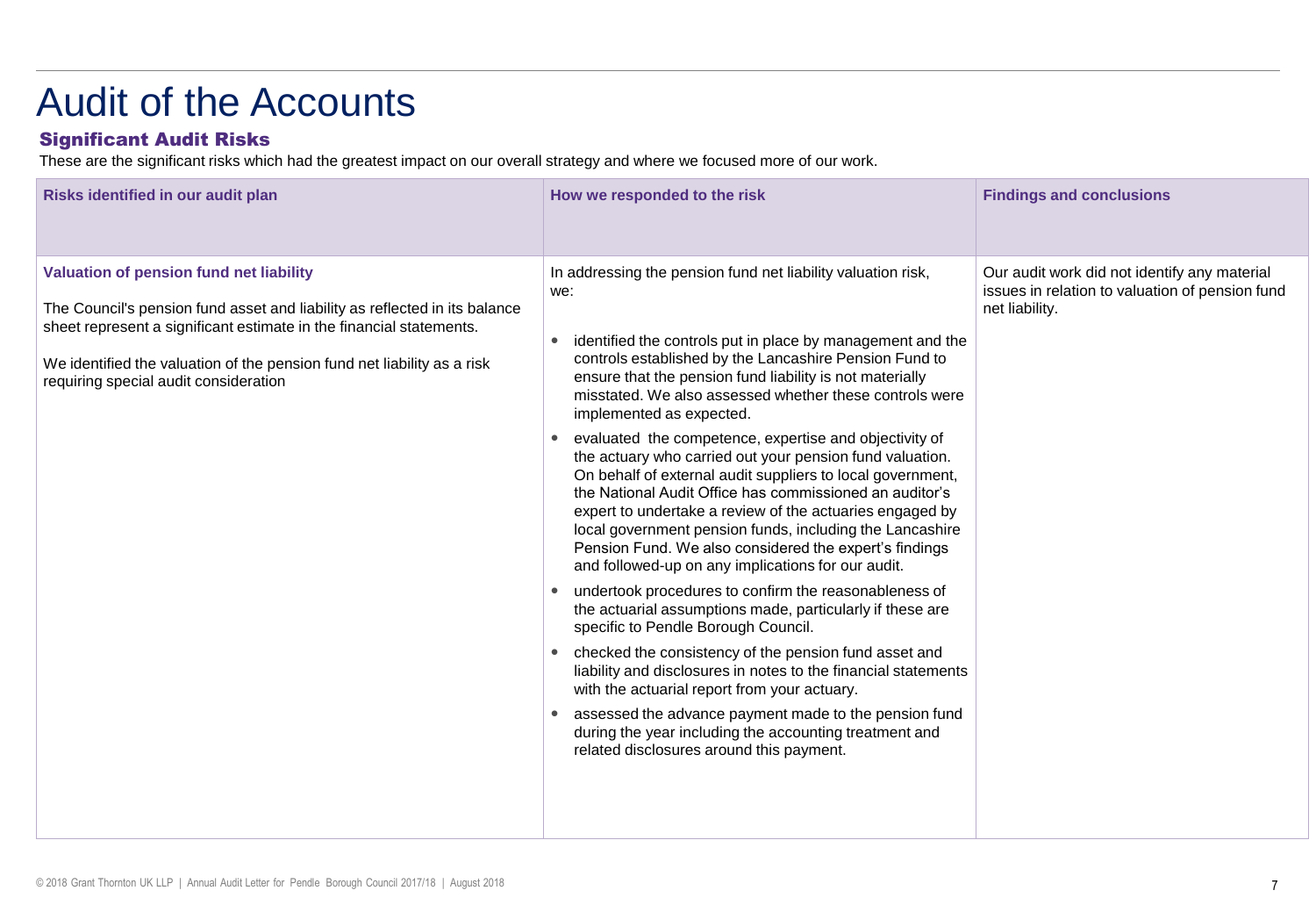# Audit of the Accounts

## Significant Audit Risks

These are the significant risks which had the greatest impact on our overall strategy and where we focused more of our work.

| Risks identified in our audit plan | How we responded to the risk | Findings and conclusions |
| --- | --- | --- |
| **Valuation of pension fund net liability**<br><br>The Council's pension fund asset and liability as reflected in its balance sheet represent a significant estimate in the financial statements.<br><br>We identified the valuation of the pension fund net liability as a risk requiring special audit consideration | In addressing the pension fund net liability valuation risk, we:<br><br>• identified the controls put in place by management and the controls established by the Lancashire Pension Fund to ensure that the pension fund liability is not materially misstated. We also assessed whether these controls were implemented as expected.<br>• evaluated the competence, expertise and objectivity of the actuary who carried out your pension fund valuation. On behalf of external audit suppliers to local government, the National Audit Office has commissioned an auditor's expert to undertake a review of the actuaries engaged by local government pension funds, including the Lancashire Pension Fund. We also considered the expert's findings and followed-up on any implications for our audit.<br>• undertook procedures to confirm the reasonableness of the actuarial assumptions made, particularly if these are specific to Pendle Borough Council.<br>• checked the consistency of the pension fund asset and liability and disclosures in notes to the financial statements with the actuarial report from your actuary.<br>• assessed the advance payment made to the pension fund during the year including the accounting treatment and related disclosures around this payment. | Our audit work did not identify any material issues in relation to valuation of pension fund net liability. |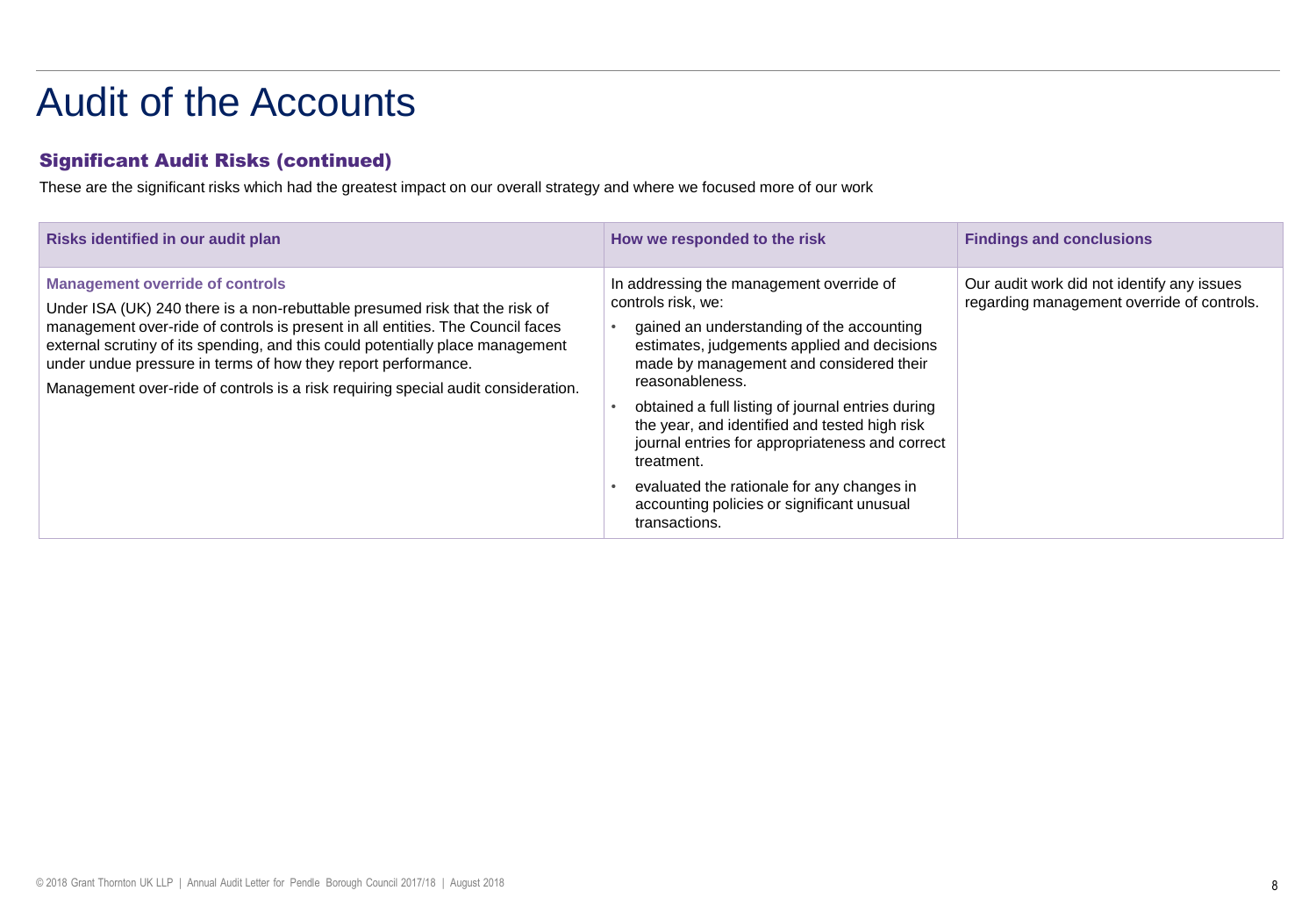# Audit of the Accounts

## Significant Audit Risks (continued)

These are the significant risks which had the greatest impact on our overall strategy and where we focused more of our work

| Risks identified in our audit plan | How we responded to the risk | Findings and conclusions |
|---|---|---|
| **Management override of controls**<br>Under ISA (UK) 240 there is a non-rebuttable presumed risk that the risk of management over-ride of controls is present in all entities. The Council faces external scrutiny of its spending, and this could potentially place management under undue pressure in terms of how they report performance.<br>Management over-ride of controls is a risk requiring special audit consideration. | In addressing the management override of controls risk, we:<br>• gained an understanding of the accounting estimates, judgements applied and decisions made by management and considered their reasonableness.<br>• obtained a full listing of journal entries during the year, and identified and tested high risk journal entries for appropriateness and correct treatment.<br>• evaluated the rationale for any changes in accounting policies or significant unusual transactions. | Our audit work did not identify any issues regarding management override of controls. |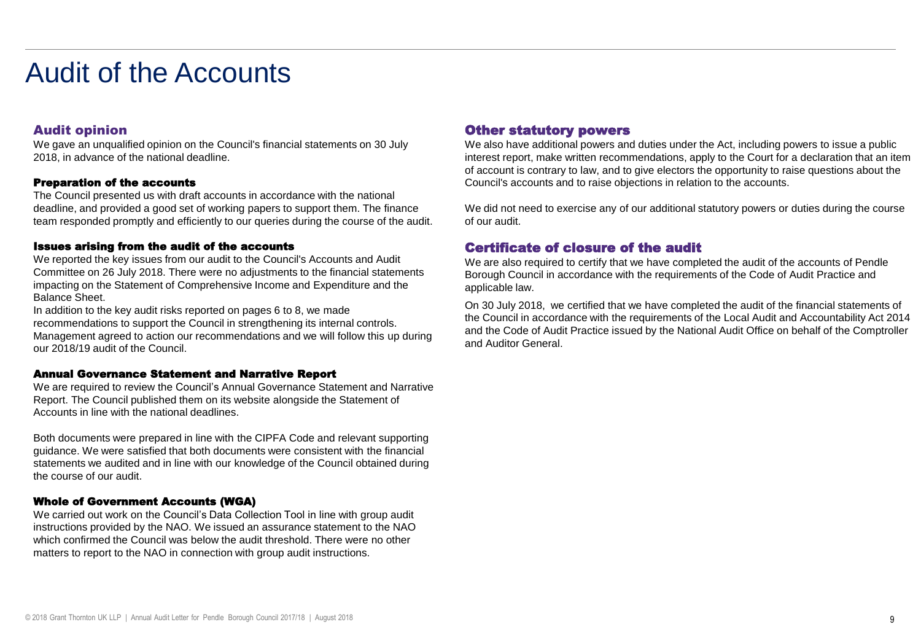# Audit of the Accounts

## Audit opinion

We gave an unqualified opinion on the Council's financial statements on 30 July 2018, in advance of the national deadline.

### Preparation of the accounts

The Council presented us with draft accounts in accordance with the national deadline, and provided a good set of working papers to support them. The finance team responded promptly and efficiently to our queries during the course of the audit.

### Issues arising from the audit of the accounts

We reported the key issues from our audit to the Council's Accounts and Audit Committee on 26 July 2018. There were no adjustments to the financial statements impacting on the Statement of Comprehensive Income and Expenditure and the Balance Sheet.

In addition to the key audit risks reported on pages 6 to 8, we made recommendations to support the Council in strengthening its internal controls. Management agreed to action our recommendations and we will follow this up during our 2018/19 audit of the Council.

### Annual Governance Statement and Narrative Report

We are required to review the Council's Annual Governance Statement and Narrative Report. The Council published them on its website alongside the Statement of Accounts in line with the national deadlines.

Both documents were prepared in line with the CIPFA Code and relevant supporting guidance. We were satisfied that both documents were consistent with the financial statements we audited and in line with our knowledge of the Council obtained during the course of our audit.

### Whole of Government Accounts (WGA)

We carried out work on the Council's Data Collection Tool in line with group audit instructions provided by the NAO. We issued an assurance statement to the NAO which confirmed the Council was below the audit threshold. There were no other matters to report to the NAO in connection with group audit instructions.

## Other statutory powers

We also have additional powers and duties under the Act, including powers to issue a public interest report, make written recommendations, apply to the Court for a declaration that an item of account is contrary to law, and to give electors the opportunity to raise questions about the Council's accounts and to raise objections in relation to the accounts.

We did not need to exercise any of our additional statutory powers or duties during the course of our audit.

## Certificate of closure of the audit

We are also required to certify that we have completed the audit of the accounts of Pendle Borough Council in accordance with the requirements of the Code of Audit Practice and applicable law.

On 30 July 2018, we certified that we have completed the audit of the financial statements of the Council in accordance with the requirements of the Local Audit and Accountability Act 2014 and the Code of Audit Practice issued by the National Audit Office on behalf of the Comptroller and Auditor General.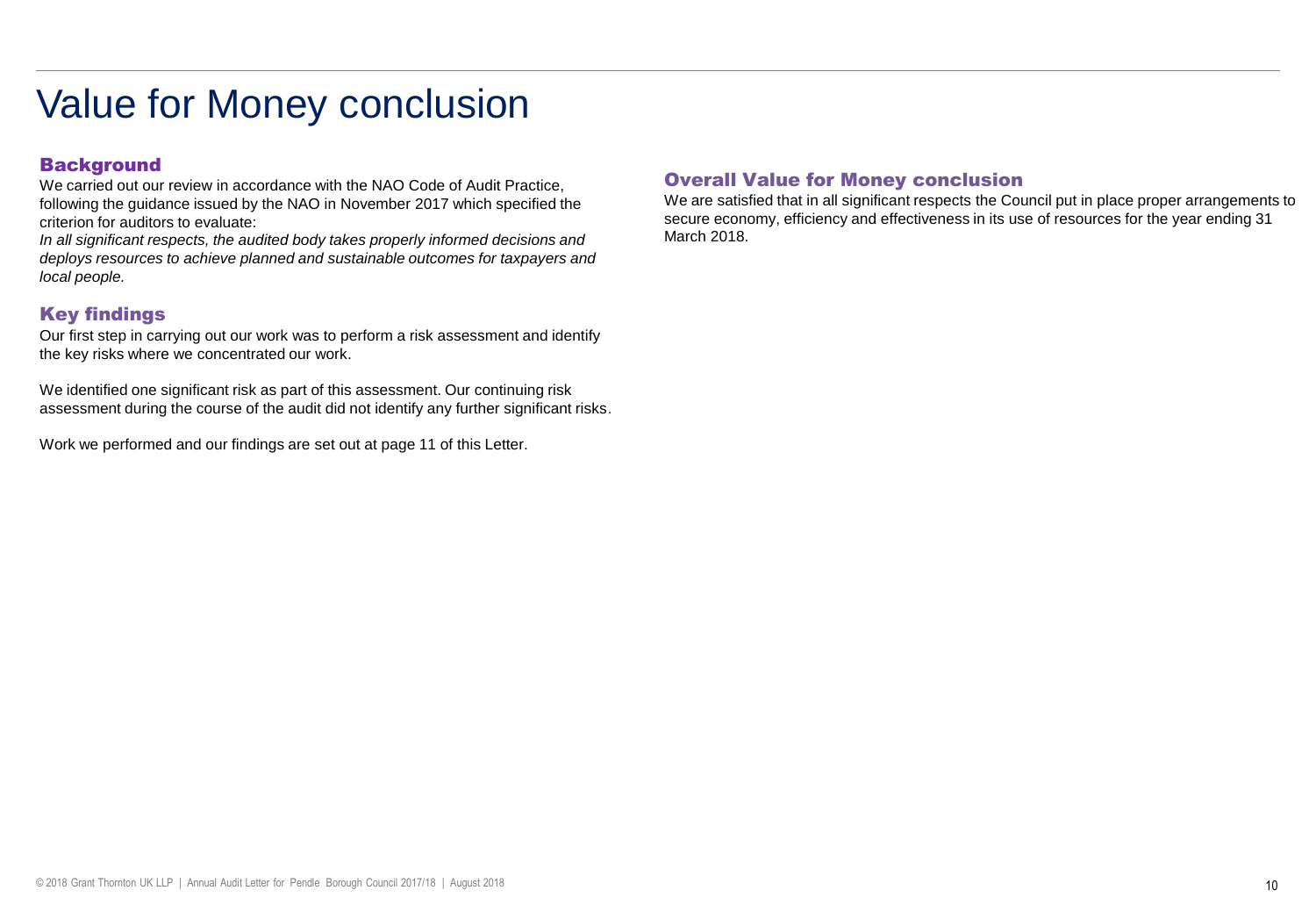# Value for Money conclusion

## Background

We carried out our review in accordance with the NAO Code of Audit Practice, following the guidance issued by the NAO in November 2017 which specified the criterion for auditors to evaluate:

*In all significant respects, the audited body takes properly informed decisions and deploys resources to achieve planned and sustainable outcomes for taxpayers and local people.*

## Key findings

Our first step in carrying out our work was to perform a risk assessment and identify the key risks where we concentrated our work.

We identified one significant risk as part of this assessment. Our continuing risk assessment during the course of the audit did not identify any further significant risks.

Work we performed and our findings are set out at page 11 of this Letter.

## Overall Value for Money conclusion

We are satisfied that in all significant respects the Council put in place proper arrangements to secure economy, efficiency and effectiveness in its use of resources for the year ending 31 March 2018.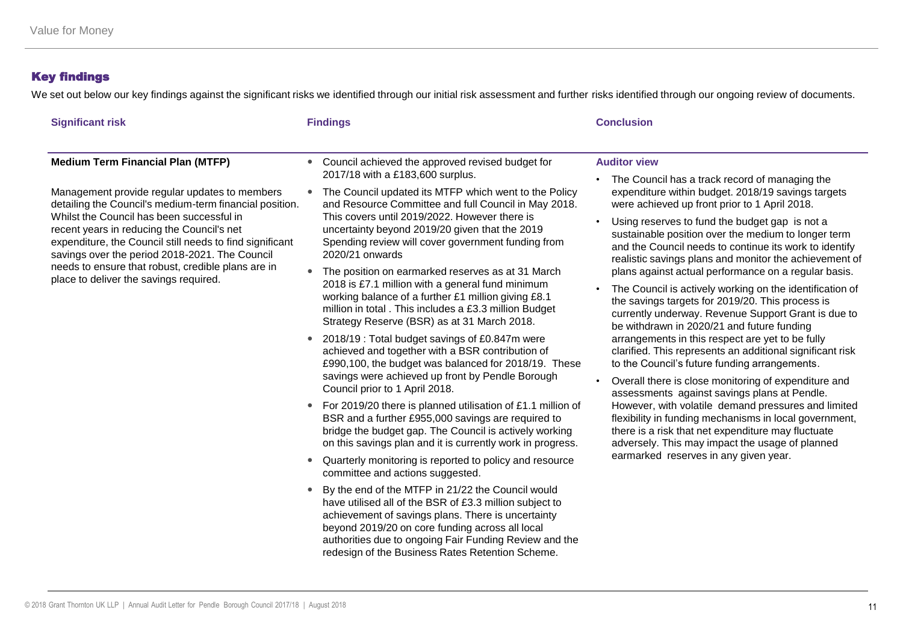## Key findings

We set out below our key findings against the significant risks we identified through our initial risk assessment and further risks identified through our ongoing review of documents.

| Significant risk | Findings | Conclusion |
| --- | --- | --- |
| **Medium Term Financial Plan (MTFP)**<br><br>Management provide regular updates to members detailing the Council's medium-term financial position. Whilst the Council has been successful in recent years in reducing the Council's net expenditure, the Council still needs to find significant savings over the period 2018-2021. The Council needs to ensure that robust, credible plans are in place to deliver the savings required. | • Council achieved the approved revised budget for 2017/18 with a £183,600 surplus.<br>• The Council updated its MTFP which went to the Policy and Resource Committee and full Council in May 2018. This covers until 2019/2022. However there is uncertainty beyond 2019/20 given that the 2019 Spending review will cover government funding from 2020/21 onwards<br>• The position on earmarked reserves as at 31 March 2018 is £7.1 million with a general fund minimum working balance of a further £1 million giving £8.1 million in total . This includes a £3.3 million Budget Strategy Reserve (BSR) as at 31 March 2018.<br>• 2018/19 : Total budget savings of £0.847m were achieved and together with a BSR contribution of £990,100, the budget was balanced for 2018/19. These savings were achieved up front by Pendle Borough Council prior to 1 April 2018.<br>• For 2019/20 there is planned utilisation of £1.1 million of BSR and a further £955,000 savings are required to bridge the budget gap. The Council is actively working on this savings plan and it is currently work in progress.<br>• Quarterly monitoring is reported to policy and resource committee and actions suggested.<br>• By the end of the MTFP in 21/22 the Council would have utilised all of the BSR of £3.3 million subject to achievement of savings plans. There is uncertainty beyond 2019/20 on core funding across all local authorities due to ongoing Fair Funding Review and the redesign of the Business Rates Retention Scheme. | **Auditor view**<br>• The Council has a track record of managing the expenditure within budget. 2018/19 savings targets were achieved up front prior to 1 April 2018.<br>• Using reserves to fund the budget gap is not a sustainable position over the medium to longer term and the Council needs to continue its work to identify realistic savings plans and monitor the achievement of plans against actual performance on a regular basis.<br>• The Council is actively working on the identification of the savings targets for 2019/20. This process is currently underway. Revenue Support Grant is due to be withdrawn in 2020/21 and future funding arrangements in this respect are yet to be fully clarified. This represents an additional significant risk to the Council's future funding arrangements.<br>• Overall there is close monitoring of expenditure and assessments against savings plans at Pendle. However, with volatile demand pressures and limited flexibility in funding mechanisms in local government, there is a risk that net expenditure may fluctuate adversely. This may impact the usage of planned earmarked reserves in any given year. |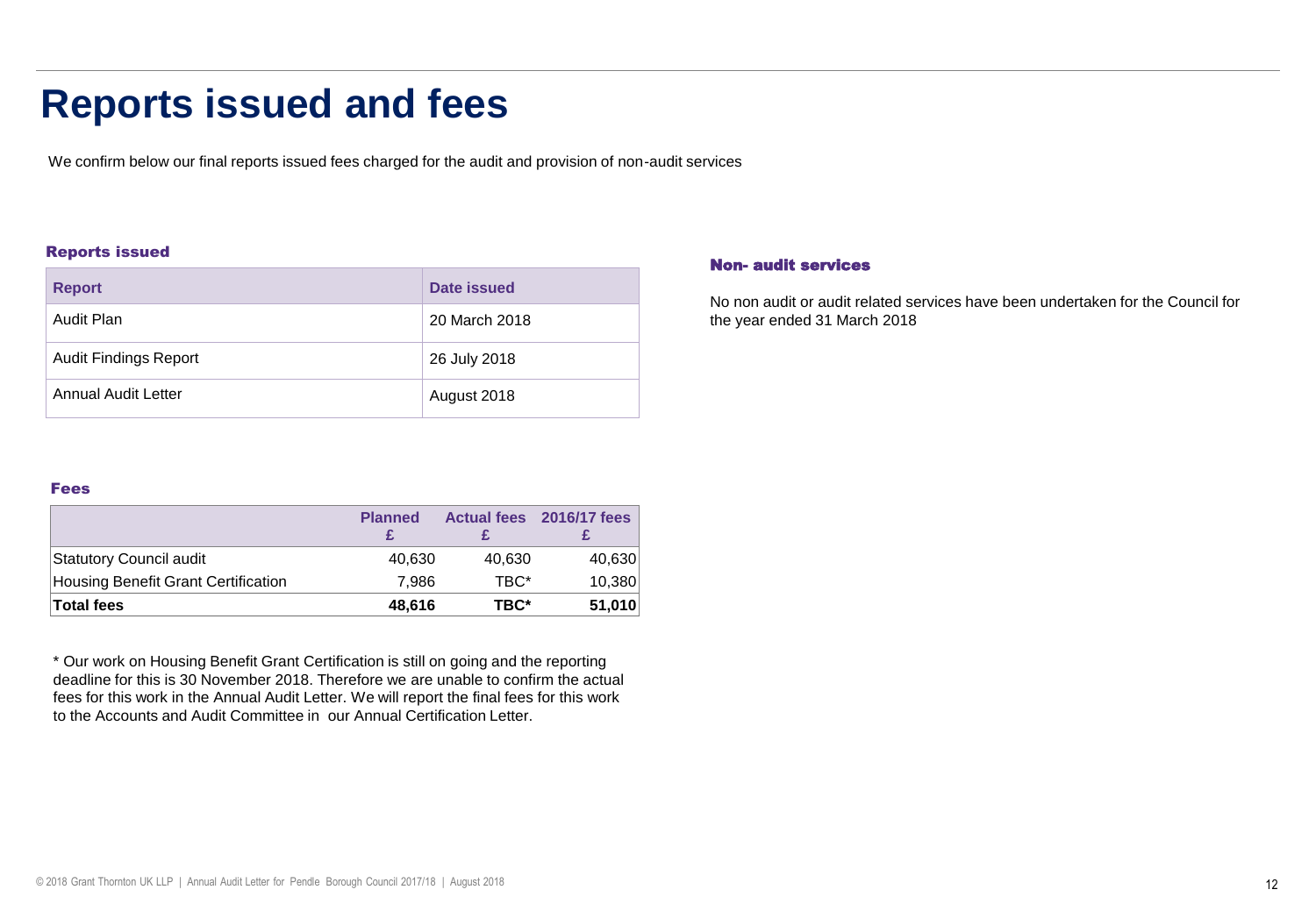# Reports issued and fees

We confirm below our final reports issued fees charged for the audit and provision of non-audit services

### Reports issued

| Report | Date issued |
|---|---|
| Audit Plan | 20 March 2018 |
| Audit Findings Report | 26 July 2018 |
| Annual Audit Letter | August 2018 |

### Fees

| | Planned £ | Actual fees £ | 2016/17 fees £ |
|---|---|---|---|
| Statutory Council audit | 40,630 | 40,630 | 40,630 |
| Housing Benefit Grant Certification | 7,986 | TBC* | 10,380 |
| **Total fees** | **48,616** | **TBC*** | **51,010** |

* Our work on Housing Benefit Grant Certification is still on going and the reporting deadline for this is 30 November 2018. Therefore we are unable to confirm the actual fees for this work in the Annual Audit Letter. We will report the final fees for this work to the Accounts and Audit Committee in our Annual Certification Letter.

### Non- audit services

No non audit or audit related services have been undertaken for the Council for the year ended 31 March 2018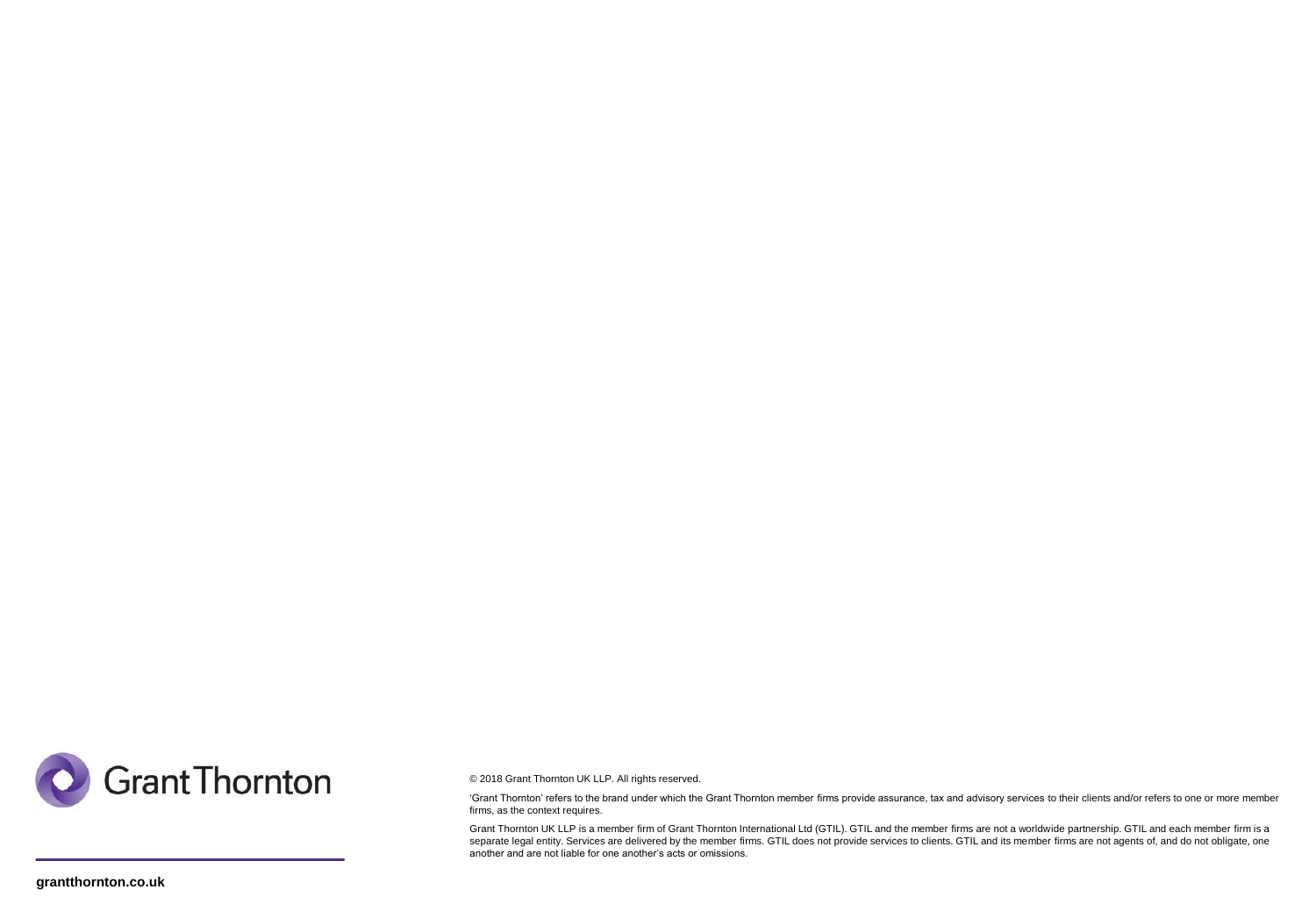Grant Thornton

© 2018 Grant Thornton UK LLP. All rights reserved.

'Grant Thornton' refers to the brand under which the Grant Thornton member firms provide assurance, tax and advisory services to their clients and/or refers to one or more member firms, as the context requires.

Grant Thornton UK LLP is a member firm of Grant Thornton International Ltd (GTIL). GTIL and the member firms are not a worldwide partnership. GTIL and each member firm is a separate legal entity. Services are delivered by the member firms. GTIL does not provide services to clients. GTIL and its member firms are not agents of, and do not obligate, one another and are not liable for one another's acts or omissions.

**grantthornton.co.uk**